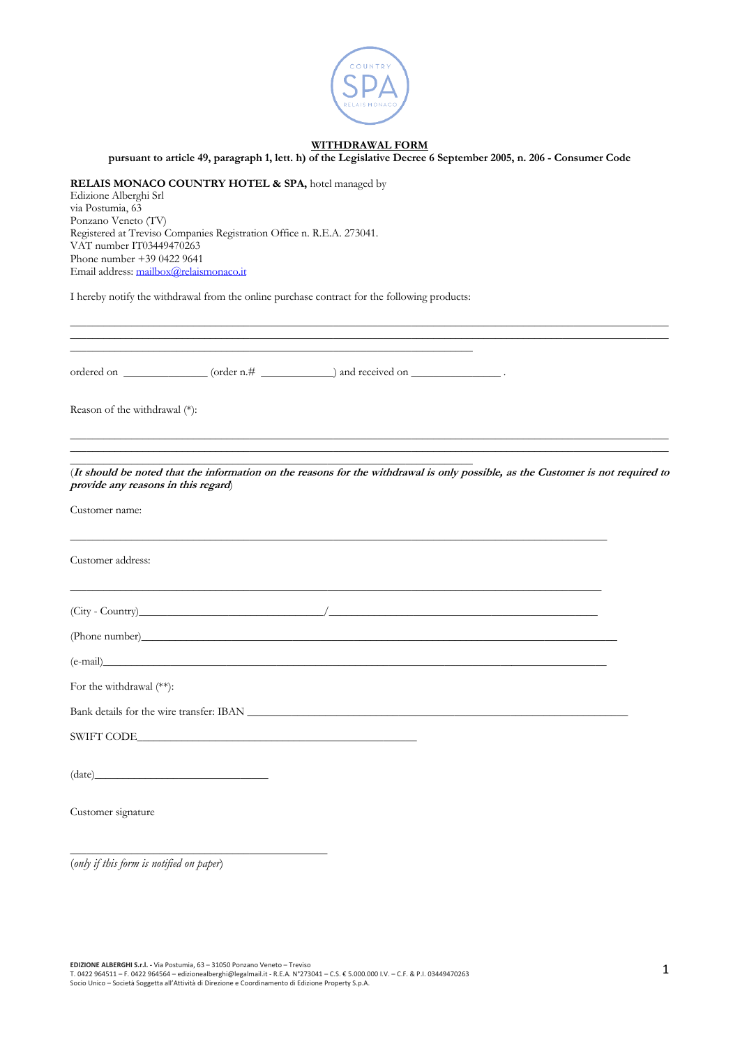# WITHDRAWAL FORM

**pursuant to article 49, paragraph 1, lett. h) of the Legislative Decree 6 September 2005, n. 206 - Consumer Code**

**RELAIS MONACO COUNTRY HOTEL & SPA,** hotel managed by
Edizione Alberghi Srl
via Postumia, 63
Ponzano Veneto (TV)
Registered at Treviso Companies Registration Office n. R.E.A. 273041.
VAT number IT03449470263
Phone number +39 0422 9641
Email address: mailbox@relaismonaco.it

I hereby notify the withdrawal from the online purchase contract for the following products:

\_\_\_\_\_\_\_\_\_\_\_\_\_\_\_\_\_\_\_\_\_\_\_\_\_\_\_\_\_\_\_\_\_\_\_\_\_\_\_\_\_\_\_\_\_\_\_\_\_\_\_\_\_\_\_\_\_\_\_\_\_\_\_\_\_\_\_\_\_\_\_\_\_\_\_\_
\_\_\_\_\_\_\_\_\_\_\_\_\_\_\_\_\_\_\_\_\_\_\_\_\_\_\_\_\_\_\_\_\_\_\_\_\_\_\_\_\_\_\_\_\_\_\_\_\_\_\_\_\_\_\_\_\_\_\_\_\_\_\_\_\_\_\_\_\_\_\_\_\_\_\_\_
\_\_\_\_\_\_\_\_\_\_\_\_\_\_\_\_\_\_\_\_\_\_\_\_\_\_\_\_\_\_\_\_\_\_\_\_\_\_\_\_\_\_\_\_\_\_\_\_\_\_\_\_\_\_

ordered on \_\_\_\_\_\_\_\_\_\_\_\_\_\_\_ (order n.# \_\_\_\_\_\_\_\_\_\_\_\_\_) and received on \_\_\_\_\_\_\_\_\_\_\_\_\_\_\_\_ .

Reason of the withdrawal (*):

\_\_\_\_\_\_\_\_\_\_\_\_\_\_\_\_\_\_\_\_\_\_\_\_\_\_\_\_\_\_\_\_\_\_\_\_\_\_\_\_\_\_\_\_\_\_\_\_\_\_\_\_\_\_\_\_\_\_\_\_\_\_\_\_\_\_\_\_\_\_\_\_\_\_\_\_
\_\_\_\_\_\_\_\_\_\_\_\_\_\_\_\_\_\_\_\_\_\_\_\_\_\_\_\_\_\_\_\_\_\_\_\_\_\_\_\_\_\_\_\_\_\_\_\_\_\_\_\_\_\_\_\_\_\_\_\_\_\_\_\_\_\_\_\_\_\_\_\_\_\_\_\_
\_\_\_\_\_\_\_\_\_\_\_\_\_\_\_\_\_\_\_\_\_\_\_\_\_\_\_\_\_\_\_\_\_\_\_\_\_\_\_\_\_\_\_\_\_\_\_\_\_\_\_\_\_\_

(***It should be noted that the information on the reasons for the withdrawal is only possible, as the Customer is not required to provide any reasons in this regard***)

Customer name:

\_\_\_\_\_\_\_\_\_\_\_\_\_\_\_\_\_\_\_\_\_\_\_\_\_\_\_\_\_\_\_\_\_\_\_\_\_\_\_\_\_\_\_\_\_\_\_\_\_\_\_\_\_\_\_\_\_\_\_\_\_\_\_\_\_\_\_\_\_

Customer address:

\_\_\_\_\_\_\_\_\_\_\_\_\_\_\_\_\_\_\_\_\_\_\_\_\_\_\_\_\_\_\_\_\_\_\_\_\_\_\_\_\_\_\_\_\_\_\_\_\_\_\_\_\_\_\_\_\_\_\_\_\_\_\_\_\_\_\_\_\_

(City - Country)\_\_\_\_\_\_\_\_\_\_\_\_\_\_\_\_\_\_\_\_\_\_\_\_\_\_\_\_\_\_\_\_/\_\_\_\_\_\_\_\_\_\_\_\_\_\_\_\_\_\_\_\_\_\_\_\_\_\_\_\_\_\_\_\_\_\_\_\_\_\_\_\_\_

(Phone number)\_\_\_\_\_\_\_\_\_\_\_\_\_\_\_\_\_\_\_\_\_\_\_\_\_\_\_\_\_\_\_\_\_\_\_\_\_\_\_\_\_\_\_\_\_\_\_\_\_\_\_\_\_\_\_\_\_\_\_\_\_\_\_\_\_\_\_\_

(e-mail)\_\_\_\_\_\_\_\_\_\_\_\_\_\_\_\_\_\_\_\_\_\_\_\_\_\_\_\_\_\_\_\_\_\_\_\_\_\_\_\_\_\_\_\_\_\_\_\_\_\_\_\_\_\_\_\_\_\_\_\_\_\_\_\_\_\_\_\_\_\_\_

For the withdrawal (**):

Bank details for the wire transfer: IBAN \_\_\_\_\_\_\_\_\_\_\_\_\_\_\_\_\_\_\_\_\_\_\_\_\_\_\_\_\_\_\_\_\_\_\_\_\_\_\_\_\_\_\_\_\_\_\_\_\_\_\_\_\_\_\_

SWIFT CODE\_\_\_\_\_\_\_\_\_\_\_\_\_\_\_\_\_\_\_\_\_\_\_\_\_\_\_\_\_\_\_\_\_\_\_\_\_\_\_\_\_\_\_\_\_\_\_\_\_\_

(date)\_\_\_\_\_\_\_\_\_\_\_\_\_\_\_\_\_\_\_\_\_\_\_\_\_\_\_\_\_\_\_

Customer signature

\_\_\_\_\_\_\_\_\_\_\_\_\_\_\_\_\_\_\_\_\_\_\_\_\_\_\_\_\_\_\_\_\_\_\_\_\_\_\_\_\_\_\_\_\_\_

(*only if this form is notified on paper*)

**EDIZIONE ALBERGHI S.r.l.** - Via Postumia, 63 – 31050 Ponzano Veneto – Treviso
T. 0422 964511 – F. 0422 964564 – edizionealberghi@legalmail.it - R.E.A. N°273041 – C.S. € 5.000.000 I.V. – C.F. & P.I. 03449470263
Socio Unico – Società Soggetta all'Attività di Direzione e Coordinamento di Edizione Property S.p.A.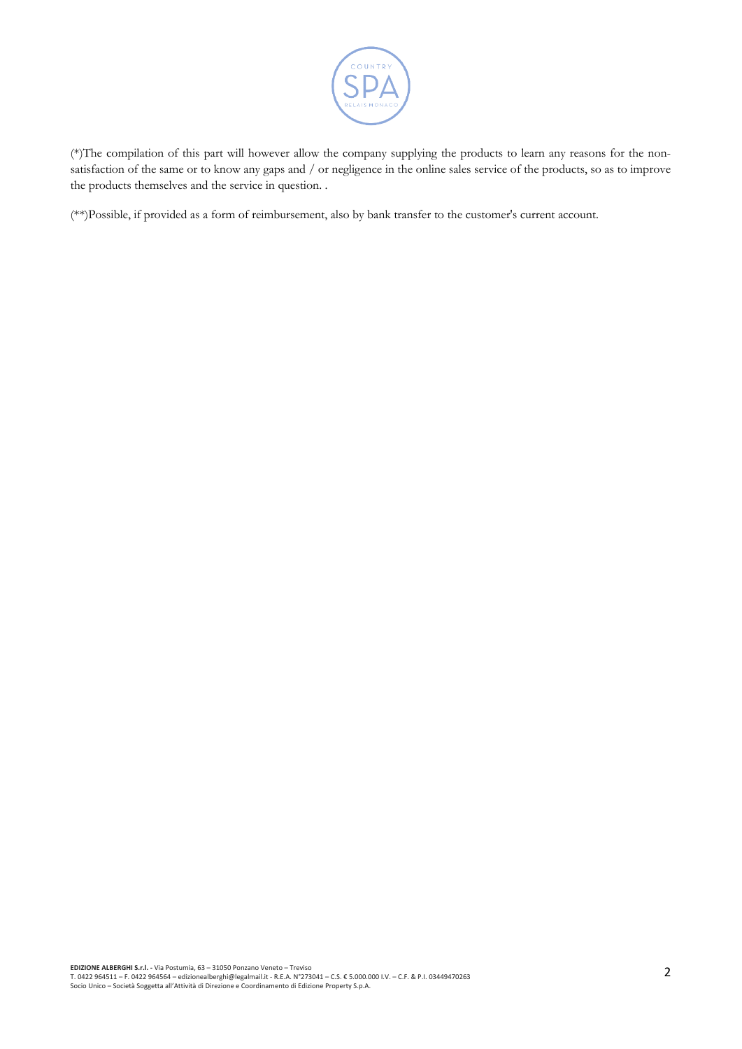(*)The compilation of this part will however allow the company supplying the products to learn any reasons for the non-satisfaction of the same or to know any gaps and / or negligence in the online sales service of the products, so as to improve the products themselves and the service in question. .

(**)Possible, if provided as a form of reimbursement, also by bank transfer to the customer's current account.